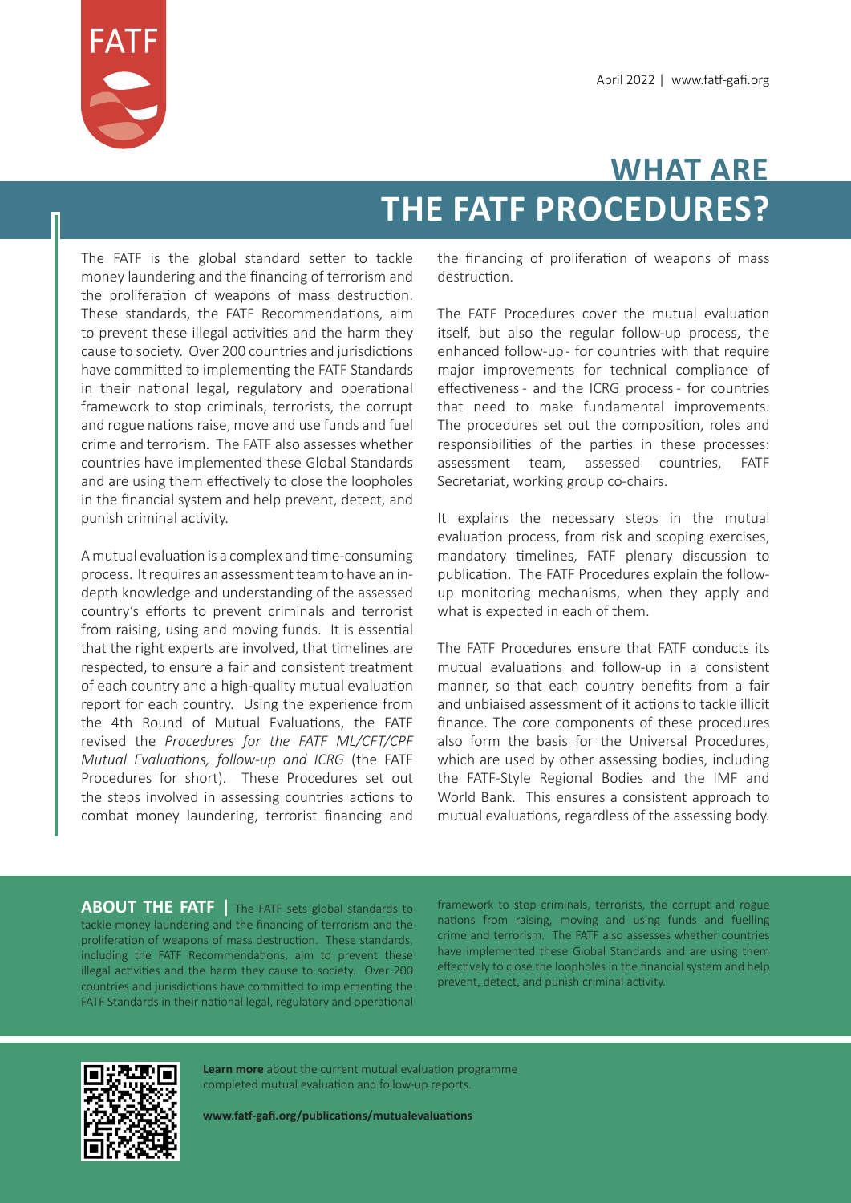April 2022 | www.fatf-gafi.org

# WHAT ARE THE FATF PROCEDURES?

The FATF is the global standard setter to tackle money laundering and the financing of terrorism and the proliferation of weapons of mass destruction. These standards, the FATF Recommendations, aim to prevent these illegal activities and the harm they cause to society. Over 200 countries and jurisdictions have committed to implementing the FATF Standards in their national legal, regulatory and operational framework to stop criminals, terrorists, the corrupt and rogue nations raise, move and use funds and fuel crime and terrorism. The FATF also assesses whether countries have implemented these Global Standards and are using them effectively to close the loopholes in the financial system and help prevent, detect, and punish criminal activity.

A mutual evaluation is a complex and time-consuming process. It requires an assessment team to have an in-depth knowledge and understanding of the assessed country's efforts to prevent criminals and terrorist from raising, using and moving funds. It is essential that the right experts are involved, that timelines are respected, to ensure a fair and consistent treatment of each country and a high-quality mutual evaluation report for each country. Using the experience from the 4th Round of Mutual Evaluations, the FATF revised the *Procedures for the FATF ML/CFT/CPF Mutual Evaluations, follow-up and ICRG* (the FATF Procedures for short). These Procedures set out the steps involved in assessing countries actions to combat money laundering, terrorist financing and the financing of proliferation of weapons of mass destruction.

The FATF Procedures cover the mutual evaluation itself, but also the regular follow-up process, the enhanced follow-up - for countries with that require major improvements for technical compliance of effectiveness - and the ICRG process - for countries that need to make fundamental improvements. The procedures set out the composition, roles and responsibilities of the parties in these processes: assessment team, assessed countries, FATF Secretariat, working group co-chairs.

It explains the necessary steps in the mutual evaluation process, from risk and scoping exercises, mandatory timelines, FATF plenary discussion to publication. The FATF Procedures explain the follow-up monitoring mechanisms, when they apply and what is expected in each of them.

The FATF Procedures ensure that FATF conducts its mutual evaluations and follow-up in a consistent manner, so that each country benefits from a fair and unbiaised assessment of it actions to tackle illicit finance. The core components of these procedures also form the basis for the Universal Procedures, which are used by other assessing bodies, including the FATF-Style Regional Bodies and the IMF and World Bank. This ensures a consistent approach to mutual evaluations, regardless of the assessing body.

**ABOUT THE FATF |** The FATF sets global standards to tackle money laundering and the financing of terrorism and the proliferation of weapons of mass destruction. These standards, including the FATF Recommendations, aim to prevent these illegal activities and the harm they cause to society. Over 200 countries and jurisdictions have committed to implementing the FATF Standards in their national legal, regulatory and operational framework to stop criminals, terrorists, the corrupt and rogue nations from raising, moving and using funds and fuelling crime and terrorism. The FATF also assesses whether countries have implemented these Global Standards and are using them effectively to close the loopholes in the financial system and help prevent, detect, and punish criminal activity.

**Learn more** about the current mutual evaluation programme completed mutual evaluation and follow-up reports.

**www.fatf-gafi.org/publications/mutualevaluations**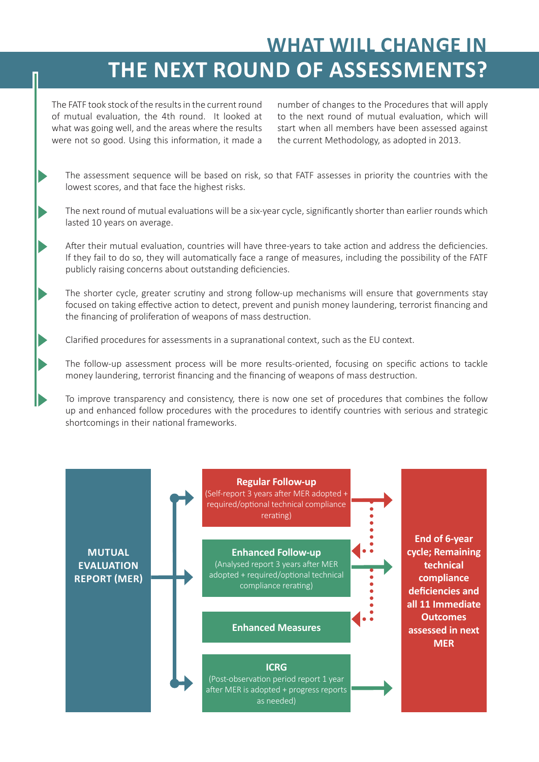# WHAT WILL CHANGE IN THE NEXT ROUND OF ASSESSMENTS?

The FATF took stock of the results in the current round of mutual evaluation, the 4th round. It looked at what was going well, and the areas where the results were not so good. Using this information, it made a number of changes to the Procedures that will apply to the next round of mutual evaluation, which will start when all members have been assessed against the current Methodology, as adopted in 2013.

- The assessment sequence will be based on risk, so that FATF assesses in priority the countries with the lowest scores, and that face the highest risks.
- The next round of mutual evaluations will be a six-year cycle, significantly shorter than earlier rounds which lasted 10 years on average.
- After their mutual evaluation, countries will have three-years to take action and address the deficiencies. If they fail to do so, they will automatically face a range of measures, including the possibility of the FATF publicly raising concerns about outstanding deficiencies.
- The shorter cycle, greater scrutiny and strong follow-up mechanisms will ensure that governments stay focused on taking effective action to detect, prevent and punish money laundering, terrorist financing and the financing of proliferation of weapons of mass destruction.
- Clarified procedures for assessments in a supranational context, such as the EU context.
- The follow-up assessment process will be more results-oriented, focusing on specific actions to tackle money laundering, terrorist financing and the financing of weapons of mass destruction.
- To improve transparency and consistency, there is now one set of procedures that combines the follow up and enhanced follow procedures with the procedures to identify countries with serious and strategic shortcomings in their national frameworks.

MUTUAL EVALUATION REPORT (MER)

**Regular Follow-up**
(Self-report 3 years after MER adopted + required/optional technical compliance rerating)

**Enhanced Follow-up**
(Analysed report 3 years after MER adopted + required/optional technical compliance rerating)

**Enhanced Measures**

**ICRG**
(Post-observation period report 1 year after MER is adopted + progress reports as needed)

**End of 6-year cycle; Remaining technical compliance deficiencies and all 11 Immediate Outcomes assessed in next MER**